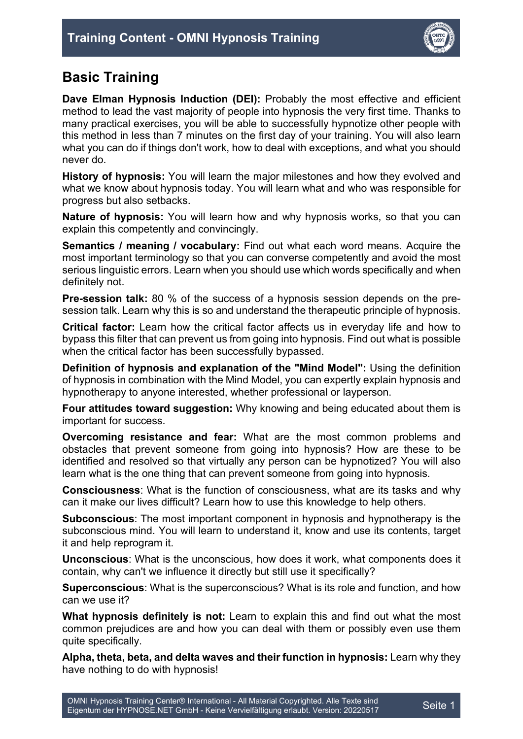# Training Content - OMNI Hypnosis Training

## Basic Training

**Dave Elman Hypnosis Induction (DEI):** Probably the most effective and efficient method to lead the vast majority of people into hypnosis the very first time. Thanks to many practical exercises, you will be able to successfully hypnotize other people with this method in less than 7 minutes on the first day of your training. You will also learn what you can do if things don't work, how to deal with exceptions, and what you should never do.

**History of hypnosis:** You will learn the major milestones and how they evolved and what we know about hypnosis today. You will learn what and who was responsible for progress but also setbacks.

**Nature of hypnosis:** You will learn how and why hypnosis works, so that you can explain this competently and convincingly.

**Semantics / meaning / vocabulary:** Find out what each word means. Acquire the most important terminology so that you can converse competently and avoid the most serious linguistic errors. Learn when you should use which words specifically and when definitely not.

**Pre-session talk:** 80 % of the success of a hypnosis session depends on the pre-session talk. Learn why this is so and understand the therapeutic principle of hypnosis.

**Critical factor:** Learn how the critical factor affects us in everyday life and how to bypass this filter that can prevent us from going into hypnosis. Find out what is possible when the critical factor has been successfully bypassed.

**Definition of hypnosis and explanation of the "Mind Model":** Using the definition of hypnosis in combination with the Mind Model, you can expertly explain hypnosis and hypnotherapy to anyone interested, whether professional or layperson.

**Four attitudes toward suggestion:** Why knowing and being educated about them is important for success.

**Overcoming resistance and fear:** What are the most common problems and obstacles that prevent someone from going into hypnosis? How are these to be identified and resolved so that virtually any person can be hypnotized? You will also learn what is the one thing that can prevent someone from going into hypnosis.

**Consciousness**: What is the function of consciousness, what are its tasks and why can it make our lives difficult? Learn how to use this knowledge to help others.

**Subconscious**: The most important component in hypnosis and hypnotherapy is the subconscious mind. You will learn to understand it, know and use its contents, target it and help reprogram it.

**Unconscious**: What is the unconscious, how does it work, what components does it contain, why can't we influence it directly but still use it specifically?

**Superconscious**: What is the superconscious? What is its role and function, and how can we use it?

**What hypnosis definitely is not:** Learn to explain this and find out what the most common prejudices are and how you can deal with them or possibly even use them quite specifically.

**Alpha, theta, beta, and delta waves and their function in hypnosis:** Learn why they have nothing to do with hypnosis!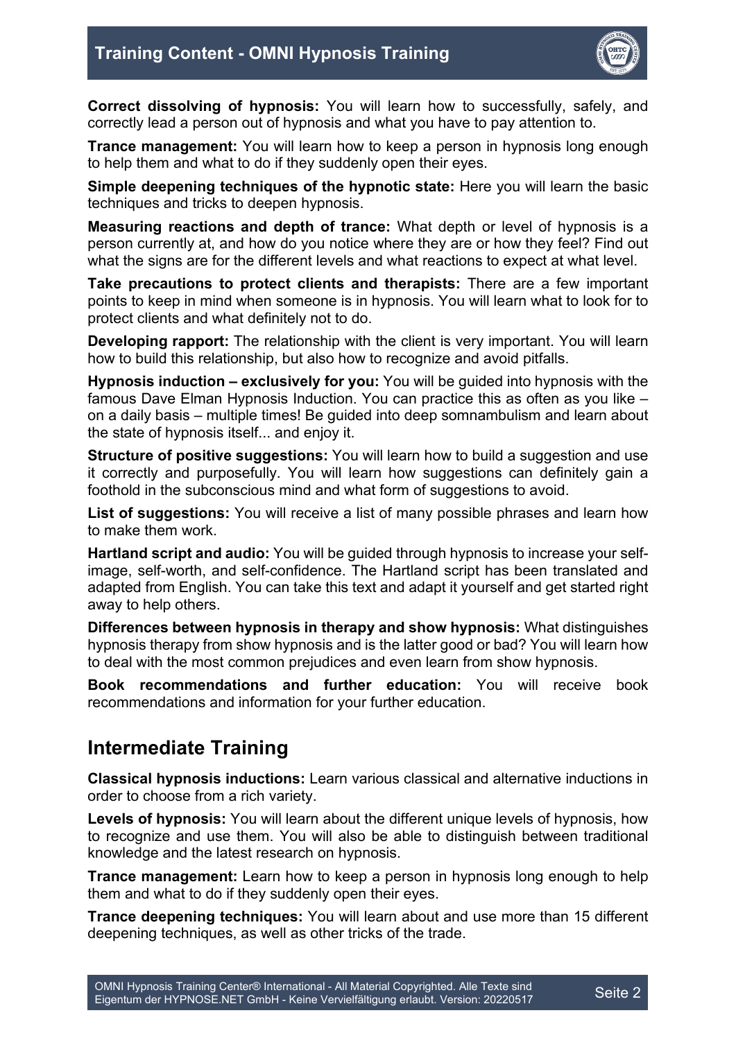**Correct dissolving of hypnosis:** You will learn how to successfully, safely, and correctly lead a person out of hypnosis and what you have to pay attention to.

**Trance management:** You will learn how to keep a person in hypnosis long enough to help them and what to do if they suddenly open their eyes.

**Simple deepening techniques of the hypnotic state:** Here you will learn the basic techniques and tricks to deepen hypnosis.

**Measuring reactions and depth of trance:** What depth or level of hypnosis is a person currently at, and how do you notice where they are or how they feel? Find out what the signs are for the different levels and what reactions to expect at what level.

**Take precautions to protect clients and therapists:** There are a few important points to keep in mind when someone is in hypnosis. You will learn what to look for to protect clients and what definitely not to do.

**Developing rapport:** The relationship with the client is very important. You will learn how to build this relationship, but also how to recognize and avoid pitfalls.

**Hypnosis induction – exclusively for you:** You will be guided into hypnosis with the famous Dave Elman Hypnosis Induction. You can practice this as often as you like – on a daily basis – multiple times! Be guided into deep somnambulism and learn about the state of hypnosis itself... and enjoy it.

**Structure of positive suggestions:** You will learn how to build a suggestion and use it correctly and purposefully. You will learn how suggestions can definitely gain a foothold in the subconscious mind and what form of suggestions to avoid.

**List of suggestions:** You will receive a list of many possible phrases and learn how to make them work.

**Hartland script and audio:** You will be guided through hypnosis to increase your self-image, self-worth, and self-confidence. The Hartland script has been translated and adapted from English. You can take this text and adapt it yourself and get started right away to help others.

**Differences between hypnosis in therapy and show hypnosis:** What distinguishes hypnosis therapy from show hypnosis and is the latter good or bad? You will learn how to deal with the most common prejudices and even learn from show hypnosis.

**Book recommendations and further education:** You will receive book recommendations and information for your further education.

## Intermediate Training

**Classical hypnosis inductions:** Learn various classical and alternative inductions in order to choose from a rich variety.

**Levels of hypnosis:** You will learn about the different unique levels of hypnosis, how to recognize and use them. You will also be able to distinguish between traditional knowledge and the latest research on hypnosis.

**Trance management:** Learn how to keep a person in hypnosis long enough to help them and what to do if they suddenly open their eyes.

**Trance deepening techniques:** You will learn about and use more than 15 different deepening techniques, as well as other tricks of the trade.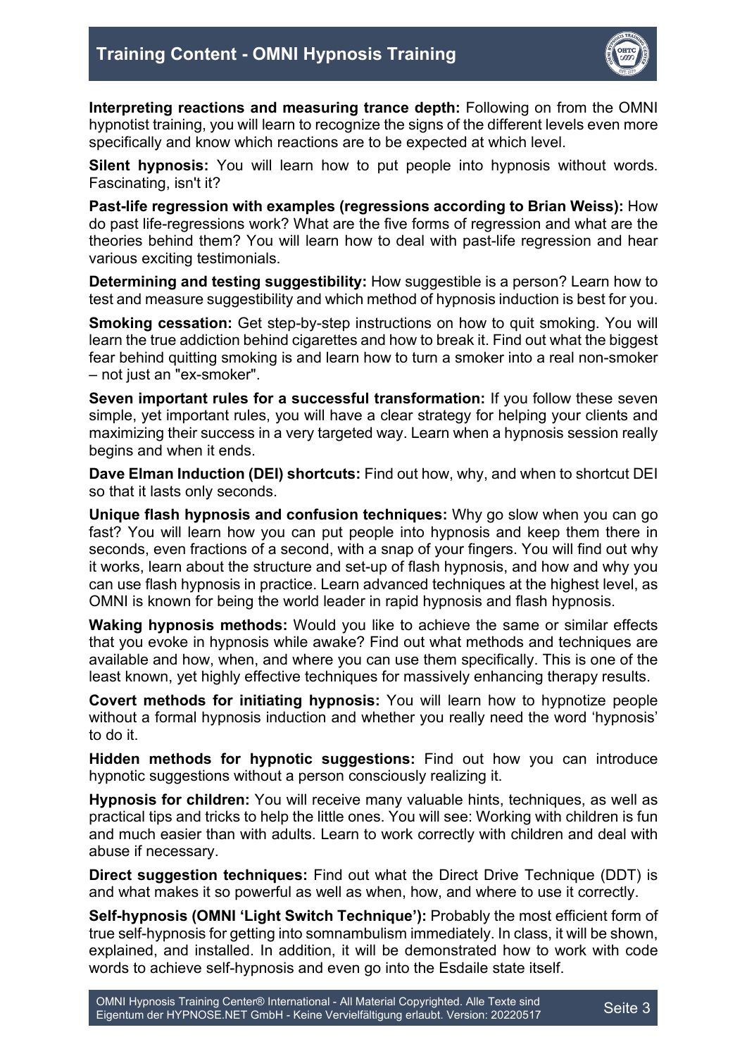**Interpreting reactions and measuring trance depth:** Following on from the OMNI hypnotist training, you will learn to recognize the signs of the different levels even more specifically and know which reactions are to be expected at which level.

**Silent hypnosis:** You will learn how to put people into hypnosis without words. Fascinating, isn't it?

**Past-life regression with examples (regressions according to Brian Weiss):** How do past life-regressions work? What are the five forms of regression and what are the theories behind them? You will learn how to deal with past-life regression and hear various exciting testimonials.

**Determining and testing suggestibility:** How suggestible is a person? Learn how to test and measure suggestibility and which method of hypnosis induction is best for you.

**Smoking cessation:** Get step-by-step instructions on how to quit smoking. You will learn the true addiction behind cigarettes and how to break it. Find out what the biggest fear behind quitting smoking is and learn how to turn a smoker into a real non-smoker – not just an "ex-smoker".

**Seven important rules for a successful transformation:** If you follow these seven simple, yet important rules, you will have a clear strategy for helping your clients and maximizing their success in a very targeted way. Learn when a hypnosis session really begins and when it ends.

**Dave Elman Induction (DEI) shortcuts:** Find out how, why, and when to shortcut DEI so that it lasts only seconds.

**Unique flash hypnosis and confusion techniques:** Why go slow when you can go fast? You will learn how you can put people into hypnosis and keep them there in seconds, even fractions of a second, with a snap of your fingers. You will find out why it works, learn about the structure and set-up of flash hypnosis, and how and why you can use flash hypnosis in practice. Learn advanced techniques at the highest level, as OMNI is known for being the world leader in rapid hypnosis and flash hypnosis.

**Waking hypnosis methods:** Would you like to achieve the same or similar effects that you evoke in hypnosis while awake? Find out what methods and techniques are available and how, when, and where you can use them specifically. This is one of the least known, yet highly effective techniques for massively enhancing therapy results.

**Covert methods for initiating hypnosis:** You will learn how to hypnotize people without a formal hypnosis induction and whether you really need the word 'hypnosis' to do it.

**Hidden methods for hypnotic suggestions:** Find out how you can introduce hypnotic suggestions without a person consciously realizing it.

**Hypnosis for children:** You will receive many valuable hints, techniques, as well as practical tips and tricks to help the little ones. You will see: Working with children is fun and much easier than with adults. Learn to work correctly with children and deal with abuse if necessary.

**Direct suggestion techniques:** Find out what the Direct Drive Technique (DDT) is and what makes it so powerful as well as when, how, and where to use it correctly.

**Self-hypnosis (OMNI 'Light Switch Technique'):** Probably the most efficient form of true self-hypnosis for getting into somnambulism immediately. In class, it will be shown, explained, and installed. In addition, it will be demonstrated how to work with code words to achieve self-hypnosis and even go into the Esdaile state itself.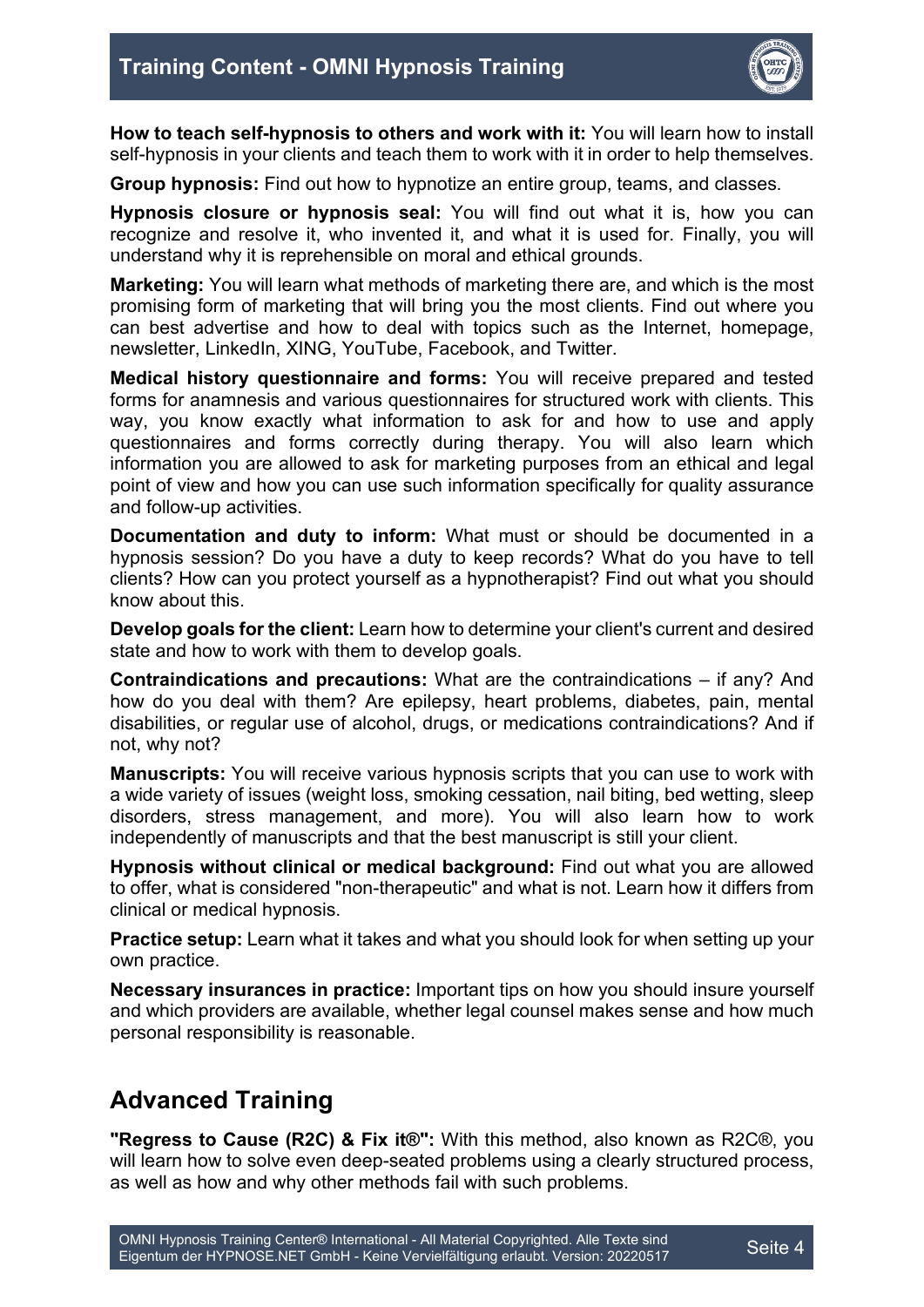**How to teach self-hypnosis to others and work with it:** You will learn how to install self-hypnosis in your clients and teach them to work with it in order to help themselves.

**Group hypnosis:** Find out how to hypnotize an entire group, teams, and classes.

**Hypnosis closure or hypnosis seal:** You will find out what it is, how you can recognize and resolve it, who invented it, and what it is used for. Finally, you will understand why it is reprehensible on moral and ethical grounds.

**Marketing:** You will learn what methods of marketing there are, and which is the most promising form of marketing that will bring you the most clients. Find out where you can best advertise and how to deal with topics such as the Internet, homepage, newsletter, LinkedIn, XING, YouTube, Facebook, and Twitter.

**Medical history questionnaire and forms:** You will receive prepared and tested forms for anamnesis and various questionnaires for structured work with clients. This way, you know exactly what information to ask for and how to use and apply questionnaires and forms correctly during therapy. You will also learn which information you are allowed to ask for marketing purposes from an ethical and legal point of view and how you can use such information specifically for quality assurance and follow-up activities.

**Documentation and duty to inform:** What must or should be documented in a hypnosis session? Do you have a duty to keep records? What do you have to tell clients? How can you protect yourself as a hypnotherapist? Find out what you should know about this.

**Develop goals for the client:** Learn how to determine your client's current and desired state and how to work with them to develop goals.

**Contraindications and precautions:** What are the contraindications – if any? And how do you deal with them? Are epilepsy, heart problems, diabetes, pain, mental disabilities, or regular use of alcohol, drugs, or medications contraindications? And if not, why not?

**Manuscripts:** You will receive various hypnosis scripts that you can use to work with a wide variety of issues (weight loss, smoking cessation, nail biting, bed wetting, sleep disorders, stress management, and more). You will also learn how to work independently of manuscripts and that the best manuscript is still your client.

**Hypnosis without clinical or medical background:** Find out what you are allowed to offer, what is considered "non-therapeutic" and what is not. Learn how it differs from clinical or medical hypnosis.

**Practice setup:** Learn what it takes and what you should look for when setting up your own practice.

**Necessary insurances in practice:** Important tips on how you should insure yourself and which providers are available, whether legal counsel makes sense and how much personal responsibility is reasonable.

## Advanced Training

**"Regress to Cause (R2C) & Fix it®":** With this method, also known as R2C®, you will learn how to solve even deep-seated problems using a clearly structured process, as well as how and why other methods fail with such problems.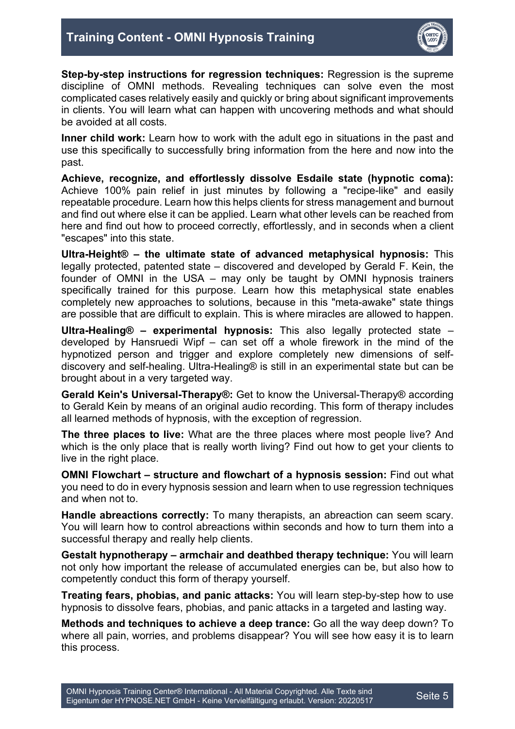**Step-by-step instructions for regression techniques:** Regression is the supreme discipline of OMNI methods. Revealing techniques can solve even the most complicated cases relatively easily and quickly or bring about significant improvements in clients. You will learn what can happen with uncovering methods and what should be avoided at all costs.

**Inner child work:** Learn how to work with the adult ego in situations in the past and use this specifically to successfully bring information from the here and now into the past.

**Achieve, recognize, and effortlessly dissolve Esdaile state (hypnotic coma):** Achieve 100% pain relief in just minutes by following a "recipe-like" and easily repeatable procedure. Learn how this helps clients for stress management and burnout and find out where else it can be applied. Learn what other levels can be reached from here and find out how to proceed correctly, effortlessly, and in seconds when a client "escapes" into this state.

**Ultra-Height® – the ultimate state of advanced metaphysical hypnosis:** This legally protected, patented state – discovered and developed by Gerald F. Kein, the founder of OMNI in the USA – may only be taught by OMNI hypnosis trainers specifically trained for this purpose. Learn how this metaphysical state enables completely new approaches to solutions, because in this "meta-awake" state things are possible that are difficult to explain. This is where miracles are allowed to happen.

**Ultra-Healing® – experimental hypnosis:** This also legally protected state – developed by Hansruedi Wipf – can set off a whole firework in the mind of the hypnotized person and trigger and explore completely new dimensions of self-discovery and self-healing. Ultra-Healing® is still in an experimental state but can be brought about in a very targeted way.

**Gerald Kein's Universal-Therapy®:** Get to know the Universal-Therapy® according to Gerald Kein by means of an original audio recording. This form of therapy includes all learned methods of hypnosis, with the exception of regression.

**The three places to live:** What are the three places where most people live? And which is the only place that is really worth living? Find out how to get your clients to live in the right place.

**OMNI Flowchart – structure and flowchart of a hypnosis session:** Find out what you need to do in every hypnosis session and learn when to use regression techniques and when not to.

**Handle abreactions correctly:** To many therapists, an abreaction can seem scary. You will learn how to control abreactions within seconds and how to turn them into a successful therapy and really help clients.

**Gestalt hypnotherapy – armchair and deathbed therapy technique:** You will learn not only how important the release of accumulated energies can be, but also how to competently conduct this form of therapy yourself.

**Treating fears, phobias, and panic attacks:** You will learn step-by-step how to use hypnosis to dissolve fears, phobias, and panic attacks in a targeted and lasting way.

**Methods and techniques to achieve a deep trance:** Go all the way deep down? To where all pain, worries, and problems disappear? You will see how easy it is to learn this process.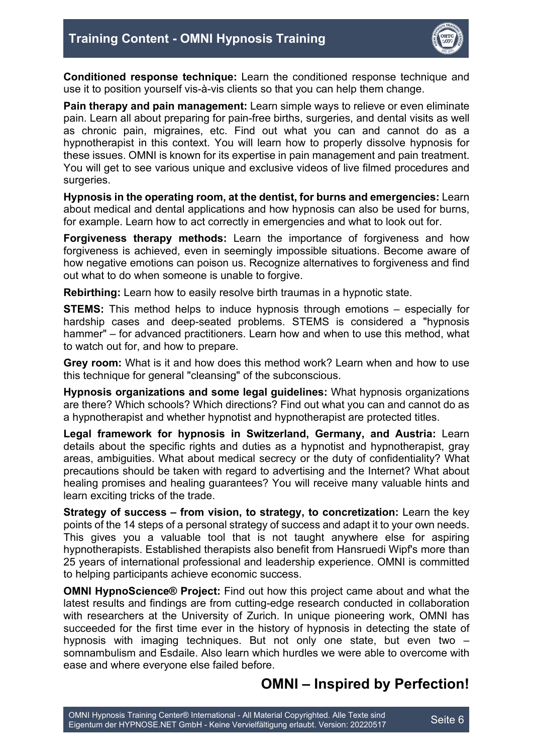**Conditioned response technique:** Learn the conditioned response technique and use it to position yourself vis-à-vis clients so that you can help them change.

**Pain therapy and pain management:** Learn simple ways to relieve or even eliminate pain. Learn all about preparing for pain-free births, surgeries, and dental visits as well as chronic pain, migraines, etc. Find out what you can and cannot do as a hypnotherapist in this context. You will learn how to properly dissolve hypnosis for these issues. OMNI is known for its expertise in pain management and pain treatment. You will get to see various unique and exclusive videos of live filmed procedures and surgeries.

**Hypnosis in the operating room, at the dentist, for burns and emergencies:** Learn about medical and dental applications and how hypnosis can also be used for burns, for example. Learn how to act correctly in emergencies and what to look out for.

**Forgiveness therapy methods:** Learn the importance of forgiveness and how forgiveness is achieved, even in seemingly impossible situations. Become aware of how negative emotions can poison us. Recognize alternatives to forgiveness and find out what to do when someone is unable to forgive.

**Rebirthing:** Learn how to easily resolve birth traumas in a hypnotic state.

**STEMS:** This method helps to induce hypnosis through emotions – especially for hardship cases and deep-seated problems. STEMS is considered a "hypnosis hammer" – for advanced practitioners. Learn how and when to use this method, what to watch out for, and how to prepare.

**Grey room:** What is it and how does this method work? Learn when and how to use this technique for general "cleansing" of the subconscious.

**Hypnosis organizations and some legal guidelines:** What hypnosis organizations are there? Which schools? Which directions? Find out what you can and cannot do as a hypnotherapist and whether hypnotist and hypnotherapist are protected titles.

**Legal framework for hypnosis in Switzerland, Germany, and Austria:** Learn details about the specific rights and duties as a hypnotist and hypnotherapist, gray areas, ambiguities. What about medical secrecy or the duty of confidentiality? What precautions should be taken with regard to advertising and the Internet? What about healing promises and healing guarantees? You will receive many valuable hints and learn exciting tricks of the trade.

**Strategy of success – from vision, to strategy, to concretization:** Learn the key points of the 14 steps of a personal strategy of success and adapt it to your own needs. This gives you a valuable tool that is not taught anywhere else for aspiring hypnotherapists. Established therapists also benefit from Hansruedi Wipf's more than 25 years of international professional and leadership experience. OMNI is committed to helping participants achieve economic success.

**OMNI HypnoScience® Project:** Find out how this project came about and what the latest results and findings are from cutting-edge research conducted in collaboration with researchers at the University of Zurich. In unique pioneering work, OMNI has succeeded for the first time ever in the history of hypnosis in detecting the state of hypnosis with imaging techniques. But not only one state, but even two – somnambulism and Esdaile. Also learn which hurdles we were able to overcome with ease and where everyone else failed before.

## OMNI – Inspired by Perfection!